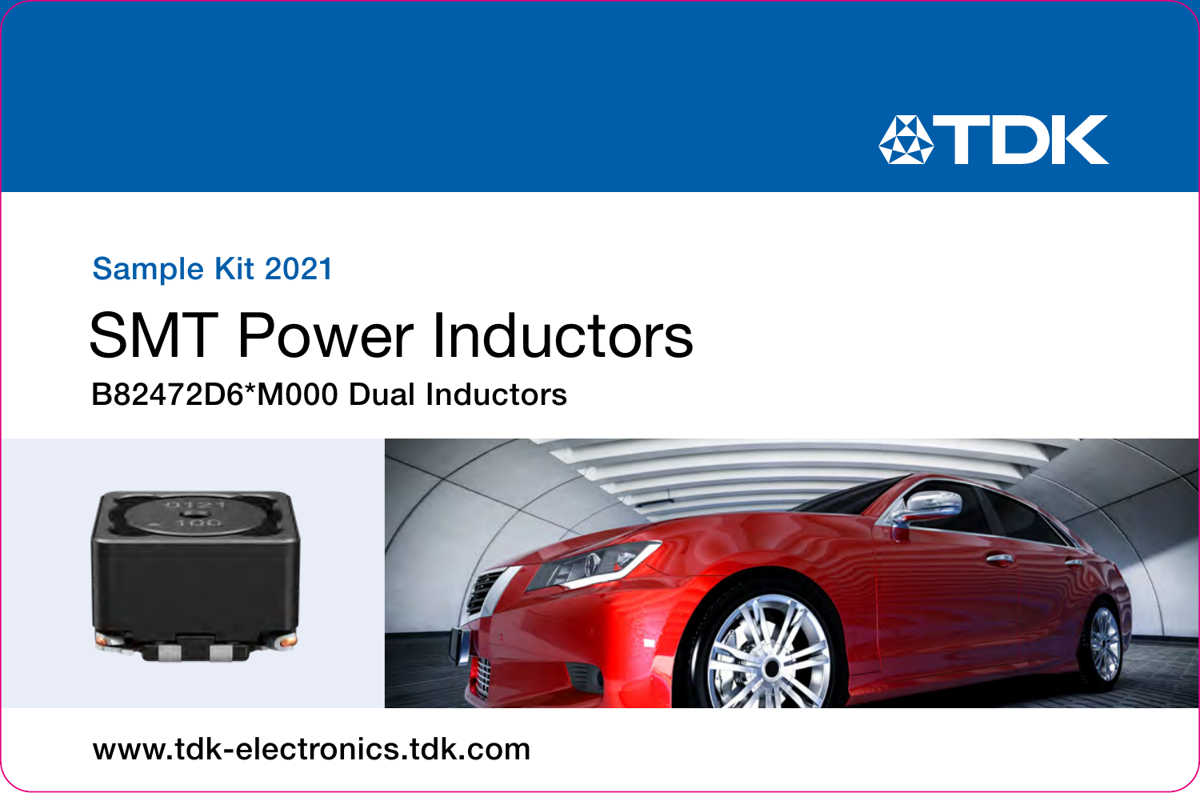Sample Kit 2021

# SMT Power Inductors

## B82472D6*M000 Dual Inductors

www.tdk-electronics.tdk.com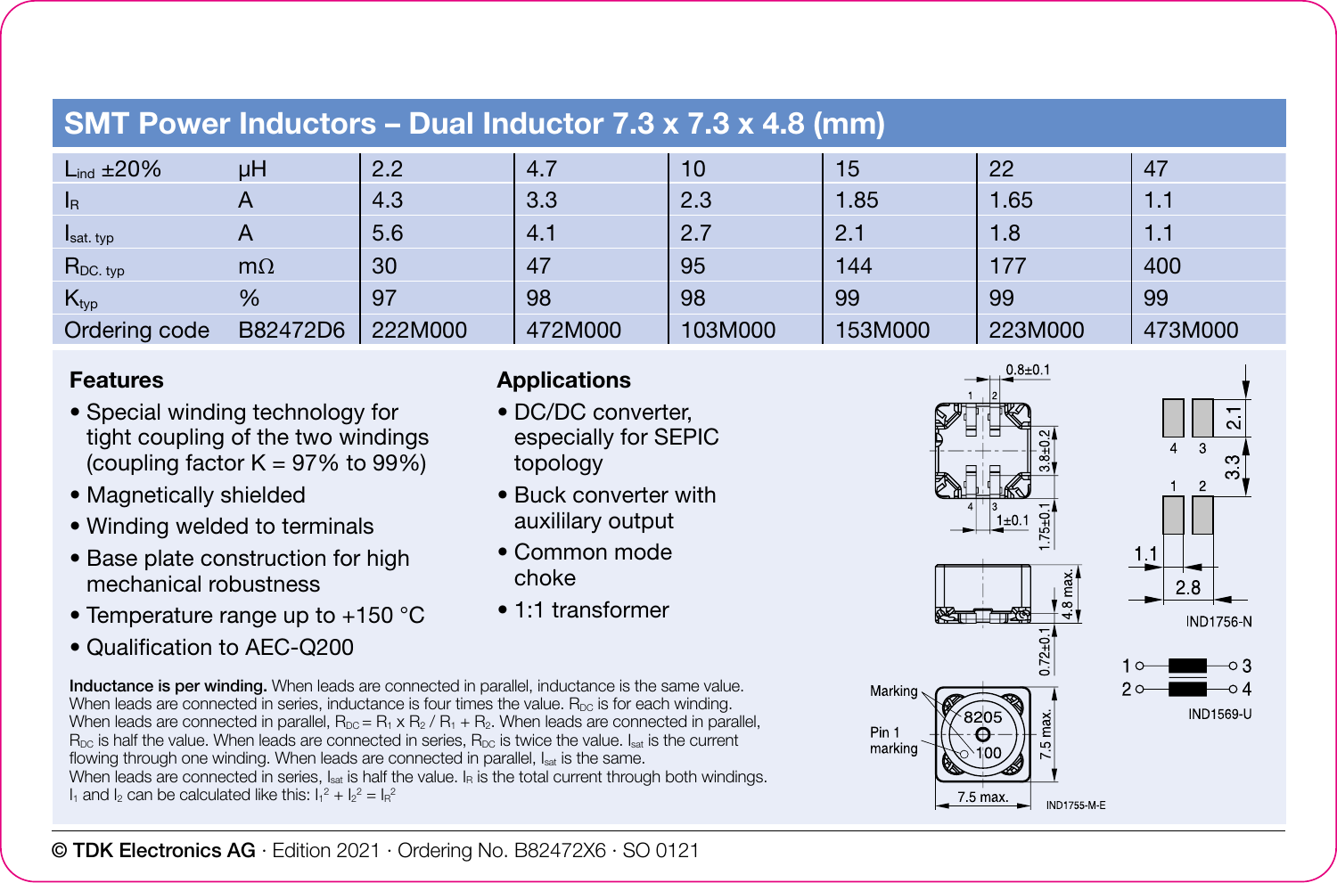# SMT Power Inductors – Dual Inductor 7.3 x 7.3 x 4.8 (mm)

| $L_{ind}$ ±20% | µH | 2.2 | 4.7 | 10 | 15 | 22 | 47 |
|---|---|---|---|---|---|---|---|
| $I_R$ | A | 4.3 | 3.3 | 2.3 | 1.85 | 1.65 | 1.1 |
| $I_{sat.\,typ}$ | A | 5.6 | 4.1 | 2.7 | 2.1 | 1.8 | 1.1 |
| $R_{DC.\,typ}$ | mΩ | 30 | 47 | 95 | 144 | 177 | 400 |
| $K_{typ}$ | % | 97 | 98 | 98 | 99 | 99 | 99 |
| Ordering code | B82472D6 | 222M000 | 472M000 | 103M000 | 153M000 | 223M000 | 473M000 |

### Features

- Special winding technology for tight coupling of the two windings (coupling factor K = 97% to 99%)
- Magnetically shielded
- Winding welded to terminals
- Base plate construction for high mechanical robustness
- Temperature range up to +150 °C
- Qualification to AEC-Q200

### Applications

- DC/DC converter, especially for SEPIC topology
- Buck converter with auxililary output
- Common mode choke
- 1:1 transformer

**Inductance is per winding.** When leads are connected in parallel, inductance is the same value. When leads are connected in series, inductance is four times the value. $R_{DC}$ is for each winding. When leads are connected in parallel, $R_{DC} = R_1 \times R_2 / R_1 + R_2$. When leads are connected in parallel, $R_{DC}$ is half the value. When leads are connected in series, $R_{DC}$ is twice the value. $I_{sat}$ is the current flowing through one winding. When leads are connected in parallel, $I_{sat}$ is the same. When leads are connected in series, $I_{sat}$ is half the value. $I_R$ is the total current through both windings. $I_1$ and $I_2$ can be calculated like this: $I_1^2 + I_2^2 = I_R^2$

IND1755-M-E

IND1756-N

IND1569-U

© TDK Electronics AG · Edition 2021 · Ordering No. B82472X6 · SO 0121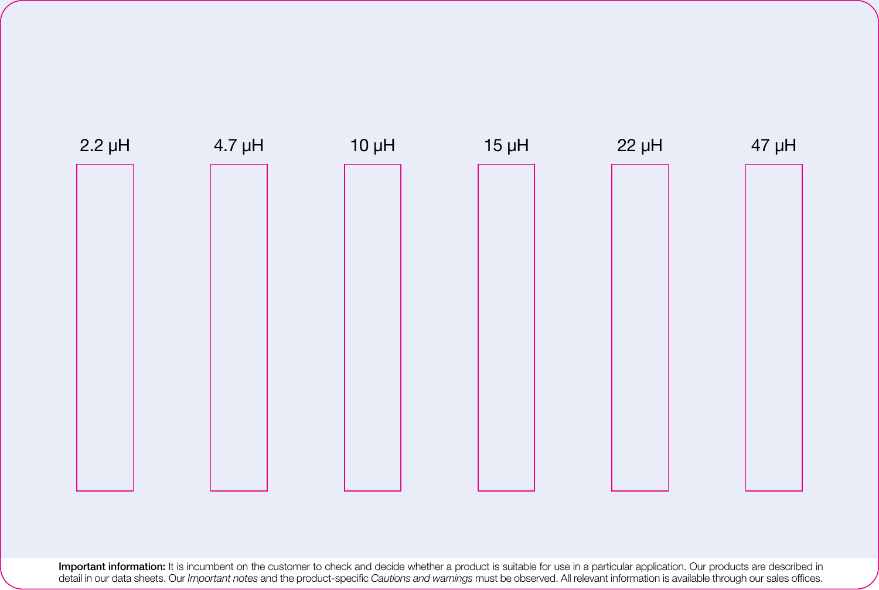2.2 µH

4.7 µH

10 µH

15 µH

22 µH

47 µH

**Important information:** It is incumbent on the customer to check and decide whether a product is suitable for use in a particular application. Our products are described in detail in our data sheets. Our *Important notes* and the product-specific *Cautions and warnings* must be observed. All relevant information is available through our sales offices.